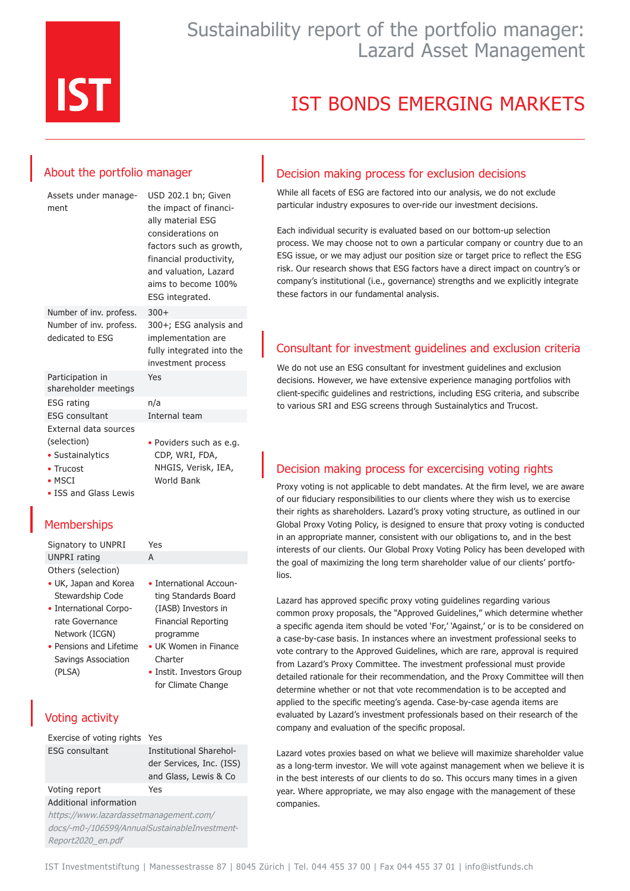# Sustainability report of the portfolio manager: Lazard Asset Management

# IST BONDS EMERGING MARKETS

## About the portfolio manager

| | |
|---|---|
| Assets under management | USD 202.1 bn; Given the impact of financially material ESG considerations on factors such as growth, financial productivity, and valuation, Lazard aims to become 100% ESG integrated. |
| Number of inv. profess. | 300+ |
| Number of inv. profess. dedicated to ESG | 300+; ESG analysis and implementation are fully integrated into the investment process |
| Participation in shareholder meetings | Yes |
| ESG rating | n/a |
| ESG consultant | Internal team |
| External data sources (selection) | |

- Sustainalytics
- Trucost
- MSCI
- ISS and Glass Lewis
- Poviders such as e.g. CDP, WRI, FDA, NHGIS, Verisk, IEA, World Bank

## Memberships

| | |
|---|---|
| Signatory to UNPRI | Yes |
| UNPRI rating | A |
| Others (selection) | |

- UK, Japan and Korea Stewardship Code
- International Corporate Governance Network (ICGN)
- Pensions and Lifetime Savings Association (PLSA)
- International Accounting Standards Board (IASB) Investors in Financial Reporting programme
- UK Women in Finance Charter
- Instit. Investors Group for Climate Change

## Voting activity

| | |
|---|---|
| Exercise of voting rights | Yes |
| ESG consultant | Institutional Shareholder Services, Inc. (ISS) and Glass, Lewis & Co |
| Voting report | Yes |
| Additional information | |

*https://www.lazardassetmanagement.com/docs/-m0-/106599/AnnualSustainableInvestmentReport2020_en.pdf*

## Decision making process for exclusion decisions

While all facets of ESG are factored into our analysis, we do not exclude particular industry exposures to over-ride our investment decisions.

Each individual security is evaluated based on our bottom-up selection process. We may choose not to own a particular company or country due to an ESG issue, or we may adjust our position size or target price to reflect the ESG risk. Our research shows that ESG factors have a direct impact on country's or company's institutional (i.e., governance) strengths and we explicitly integrate these factors in our fundamental analysis.

## Consultant for investment guidelines and exclusion criteria

We do not use an ESG consultant for investment guidelines and exclusion decisions. However, we have extensive experience managing portfolios with client-specific guidelines and restrictions, including ESG criteria, and subscribe to various SRI and ESG screens through Sustainalytics and Trucost.

## Decision making process for excercising voting rights

Proxy voting is not applicable to debt mandates. At the firm level, we are aware of our fiduciary responsibilities to our clients where they wish us to exercise their rights as shareholders. Lazard's proxy voting structure, as outlined in our Global Proxy Voting Policy, is designed to ensure that proxy voting is conducted in an appropriate manner, consistent with our obligations to, and in the best interests of our clients. Our Global Proxy Voting Policy has been developed with the goal of maximizing the long term shareholder value of our clients' portfolios.

Lazard has approved specific proxy voting guidelines regarding various common proxy proposals, the "Approved Guidelines," which determine whether a specific agenda item should be voted 'For,' 'Against,' or is to be considered on a case-by-case basis. In instances where an investment professional seeks to vote contrary to the Approved Guidelines, which are rare, approval is required from Lazard's Proxy Committee. The investment professional must provide detailed rationale for their recommendation, and the Proxy Committee will then determine whether or not that vote recommendation is to be accepted and applied to the specific meeting's agenda. Case-by-case agenda items are evaluated by Lazard's investment professionals based on their research of the company and evaluation of the specific proposal.

Lazard votes proxies based on what we believe will maximize shareholder value as a long-term investor. We will vote against management when we believe it is in the best interests of our clients to do so. This occurs many times in a given year. Where appropriate, we may also engage with the management of these companies.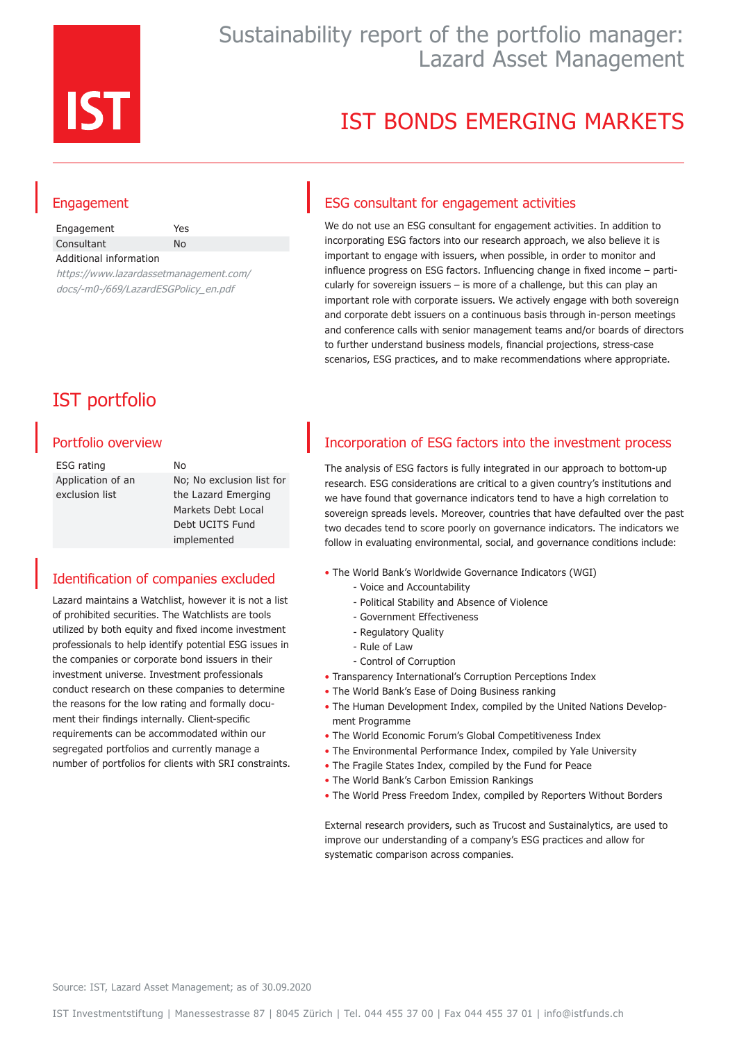# Sustainability report of the portfolio manager: Lazard Asset Management

IST

# IST BONDS EMERGING MARKETS

## Engagement

| | |
|---|---|
| Engagement | Yes |
| Consultant | No |

Additional information

*https://www.lazardassetmanagement.com/docs/-m0-/669/LazardESGPolicy_en.pdf*

## ESG consultant for engagement activities

We do not use an ESG consultant for engagement activities. In addition to incorporating ESG factors into our research approach, we also believe it is important to engage with issuers, when possible, in order to monitor and influence progress on ESG factors. Influencing change in fixed income – particularly for sovereign issuers – is more of a challenge, but this can play an important role with corporate issuers. We actively engage with both sovereign and corporate debt issuers on a continuous basis through in-person meetings and conference calls with senior management teams and/or boards of directors to further understand business models, financial projections, stress-case scenarios, ESG practices, and to make recommendations where appropriate.

# IST portfolio

## Portfolio overview

| | |
|---|---|
| ESG rating | No |
| Application of an exclusion list | No; No exclusion list for the Lazard Emerging Markets Debt Local Debt UCITS Fund implemented |

## Identification of companies excluded

Lazard maintains a Watchlist, however it is not a list of prohibited securities. The Watchlists are tools utilized by both equity and fixed income investment professionals to help identify potential ESG issues in the companies or corporate bond issuers in their investment universe. Investment professionals conduct research on these companies to determine the reasons for the low rating and formally document their findings internally. Client-specific requirements can be accommodated within our segregated portfolios and currently manage a number of portfolios for clients with SRI constraints.

## Incorporation of ESG factors into the investment process

The analysis of ESG factors is fully integrated in our approach to bottom-up research. ESG considerations are critical to a given country's institutions and we have found that governance indicators tend to have a high correlation to sovereign spreads levels. Moreover, countries that have defaulted over the past two decades tend to score poorly on governance indicators. The indicators we follow in evaluating environmental, social, and governance conditions include:

- The World Bank's Worldwide Governance Indicators (WGI)
  - Voice and Accountability
  - Political Stability and Absence of Violence
  - Government Effectiveness
  - Regulatory Quality
  - Rule of Law
  - Control of Corruption
- Transparency International's Corruption Perceptions Index
- The World Bank's Ease of Doing Business ranking
- The Human Development Index, compiled by the United Nations Development Programme
- The World Economic Forum's Global Competitiveness Index
- The Environmental Performance Index, compiled by Yale University
- The Fragile States Index, compiled by the Fund for Peace
- The World Bank's Carbon Emission Rankings
- The World Press Freedom Index, compiled by Reporters Without Borders

External research providers, such as Trucost and Sustainalytics, are used to improve our understanding of a company's ESG practices and allow for systematic comparison across companies.

Source: IST, Lazard Asset Management; as of 30.09.2020

IST Investmentstiftung | Manessestrasse 87 | 8045 Zürich | Tel. 044 455 37 00 | Fax 044 455 37 01 | info@istfunds.ch